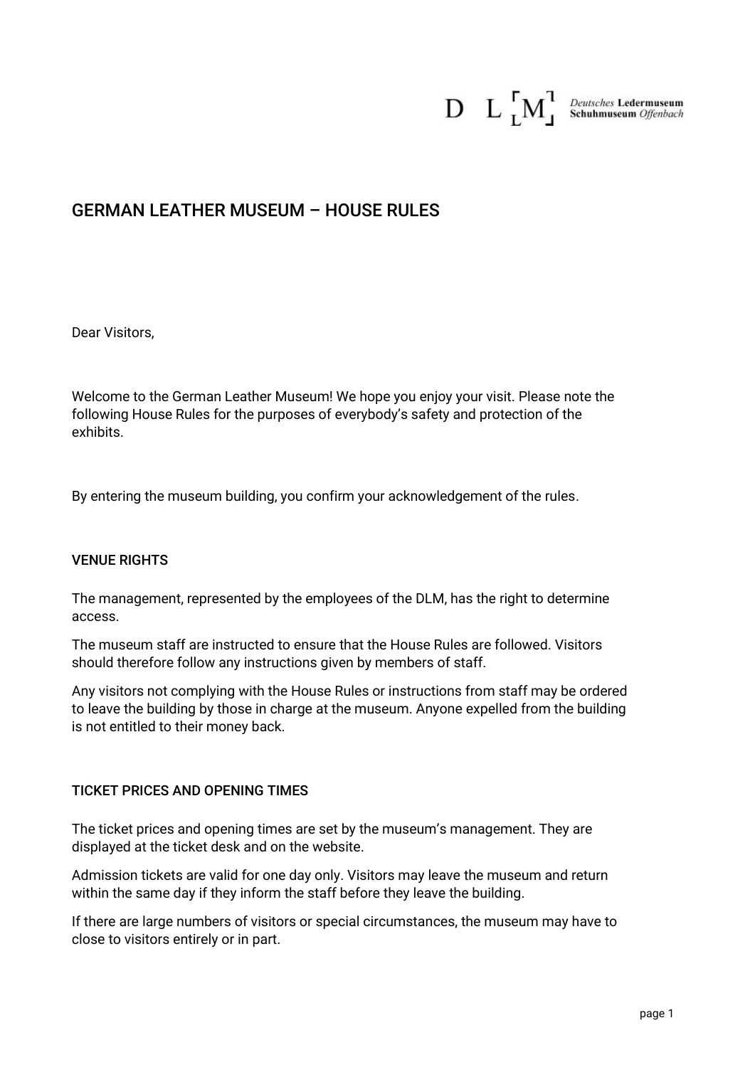D L [M] *Deutsches* **Ledermuseum** **Schuhmuseum** *Offenbach*

# GERMAN LEATHER MUSEUM – HOUSE RULES

Dear Visitors,

Welcome to the German Leather Museum! We hope you enjoy your visit. Please note the following House Rules for the purposes of everybody's safety and protection of the exhibits.

By entering the museum building, you confirm your acknowledgement of the rules.

## VENUE RIGHTS

The management, represented by the employees of the DLM, has the right to determine access.

The museum staff are instructed to ensure that the House Rules are followed. Visitors should therefore follow any instructions given by members of staff.

Any visitors not complying with the House Rules or instructions from staff may be ordered to leave the building by those in charge at the museum. Anyone expelled from the building is not entitled to their money back.

## TICKET PRICES AND OPENING TIMES

The ticket prices and opening times are set by the museum's management. They are displayed at the ticket desk and on the website.

Admission tickets are valid for one day only. Visitors may leave the museum and return within the same day if they inform the staff before they leave the building.

If there are large numbers of visitors or special circumstances, the museum may have to close to visitors entirely or in part.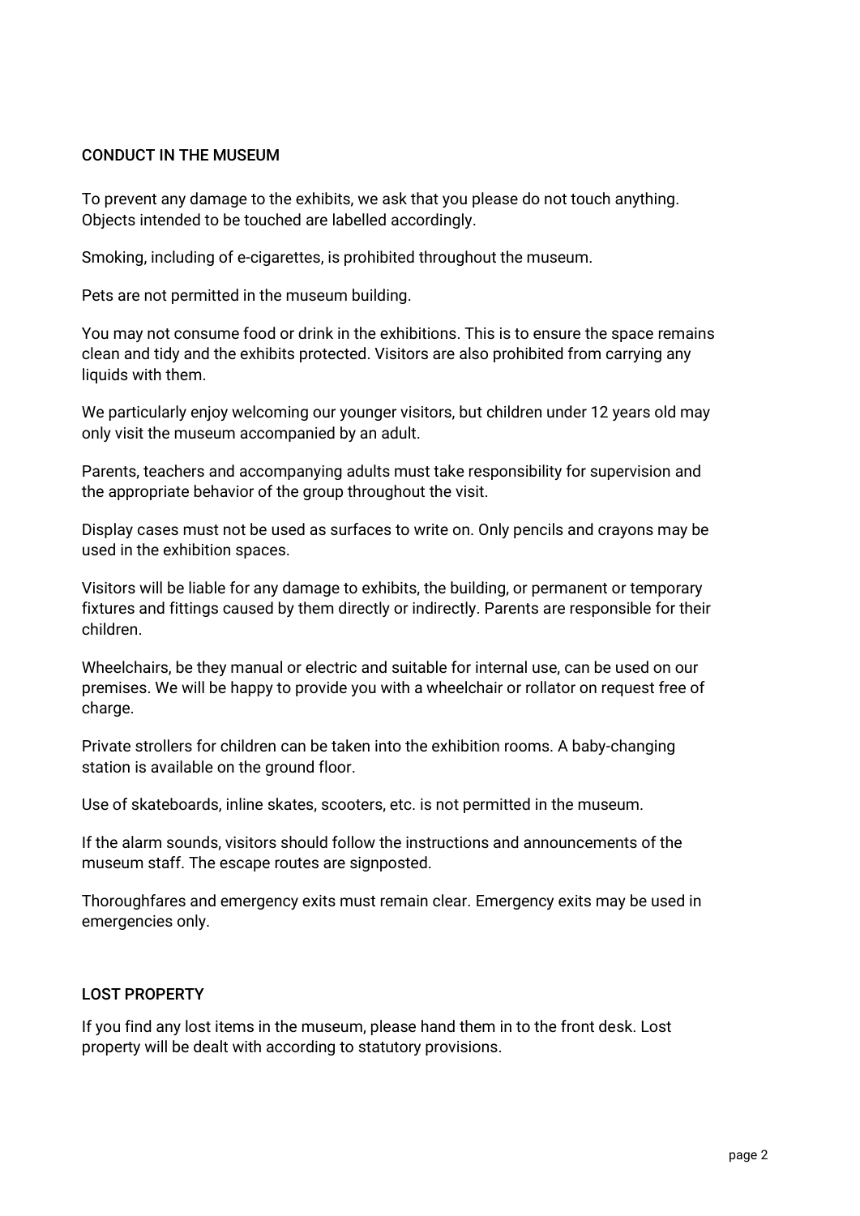## CONDUCT IN THE MUSEUM

To prevent any damage to the exhibits, we ask that you please do not touch anything. Objects intended to be touched are labelled accordingly.

Smoking, including of e-cigarettes, is prohibited throughout the museum.

Pets are not permitted in the museum building.

You may not consume food or drink in the exhibitions. This is to ensure the space remains clean and tidy and the exhibits protected. Visitors are also prohibited from carrying any liquids with them.

We particularly enjoy welcoming our younger visitors, but children under 12 years old may only visit the museum accompanied by an adult.

Parents, teachers and accompanying adults must take responsibility for supervision and the appropriate behavior of the group throughout the visit.

Display cases must not be used as surfaces to write on. Only pencils and crayons may be used in the exhibition spaces.

Visitors will be liable for any damage to exhibits, the building, or permanent or temporary fixtures and fittings caused by them directly or indirectly. Parents are responsible for their children.

Wheelchairs, be they manual or electric and suitable for internal use, can be used on our premises. We will be happy to provide you with a wheelchair or rollator on request free of charge.

Private strollers for children can be taken into the exhibition rooms. A baby-changing station is available on the ground floor.

Use of skateboards, inline skates, scooters, etc. is not permitted in the museum.

If the alarm sounds, visitors should follow the instructions and announcements of the museum staff. The escape routes are signposted.

Thoroughfares and emergency exits must remain clear. Emergency exits may be used in emergencies only.

## LOST PROPERTY

If you find any lost items in the museum, please hand them in to the front desk. Lost property will be dealt with according to statutory provisions.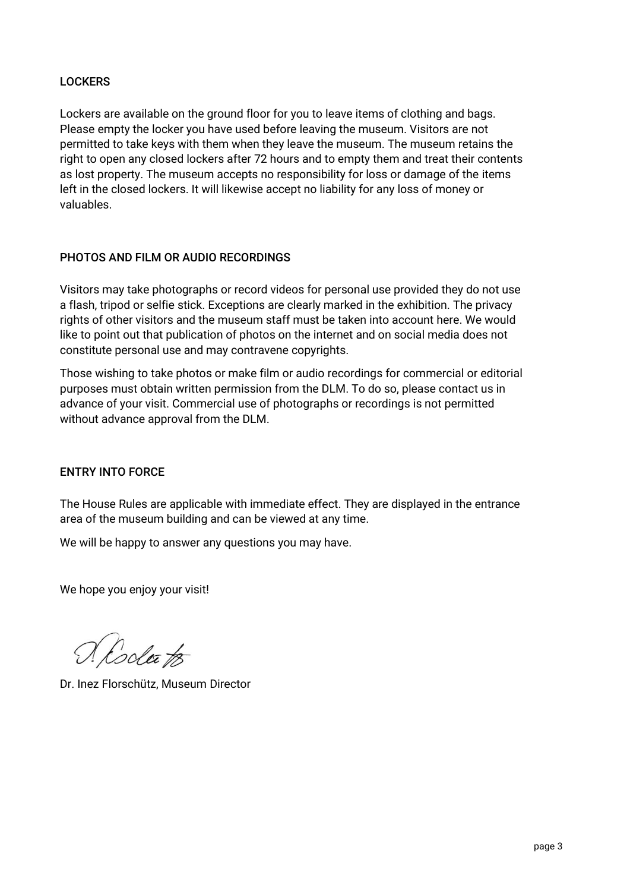## LOCKERS

Lockers are available on the ground floor for you to leave items of clothing and bags. Please empty the locker you have used before leaving the museum. Visitors are not permitted to take keys with them when they leave the museum. The museum retains the right to open any closed lockers after 72 hours and to empty them and treat their contents as lost property. The museum accepts no responsibility for loss or damage of the items left in the closed lockers. It will likewise accept no liability for any loss of money or valuables.

## PHOTOS AND FILM OR AUDIO RECORDINGS

Visitors may take photographs or record videos for personal use provided they do not use a flash, tripod or selfie stick. Exceptions are clearly marked in the exhibition. The privacy rights of other visitors and the museum staff must be taken into account here. We would like to point out that publication of photos on the internet and on social media does not constitute personal use and may contravene copyrights.

Those wishing to take photos or make film or audio recordings for commercial or editorial purposes must obtain written permission from the DLM. To do so, please contact us in advance of your visit. Commercial use of photographs or recordings is not permitted without advance approval from the DLM.

## ENTRY INTO FORCE

The House Rules are applicable with immediate effect. They are displayed in the entrance area of the museum building and can be viewed at any time.

We will be happy to answer any questions you may have.

We hope you enjoy your visit!

Dr. Inez Florschütz, Museum Director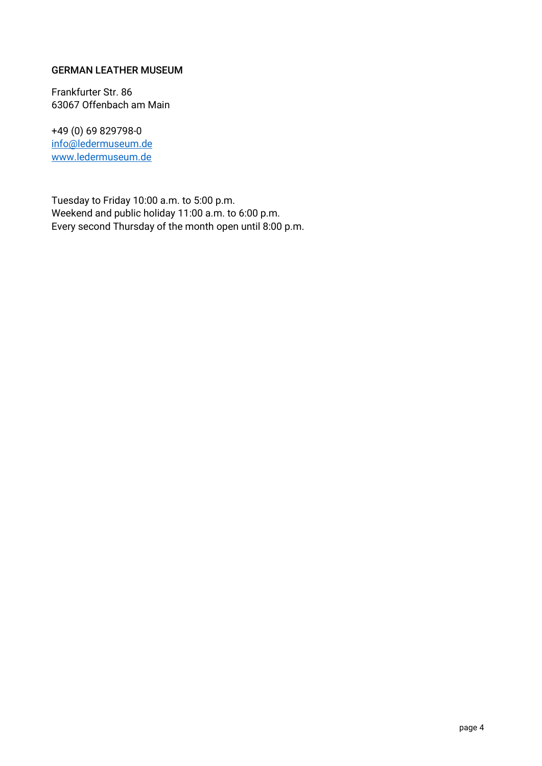GERMAN LEATHER MUSEUM

Frankfurter Str. 86
63067 Offenbach am Main

+49 (0) 69 829798-0
info@ledermuseum.de
www.ledermuseum.de

Tuesday to Friday 10:00 a.m. to 5:00 p.m.
Weekend and public holiday 11:00 a.m. to 6:00 p.m.
Every second Thursday of the month open until 8:00 p.m.